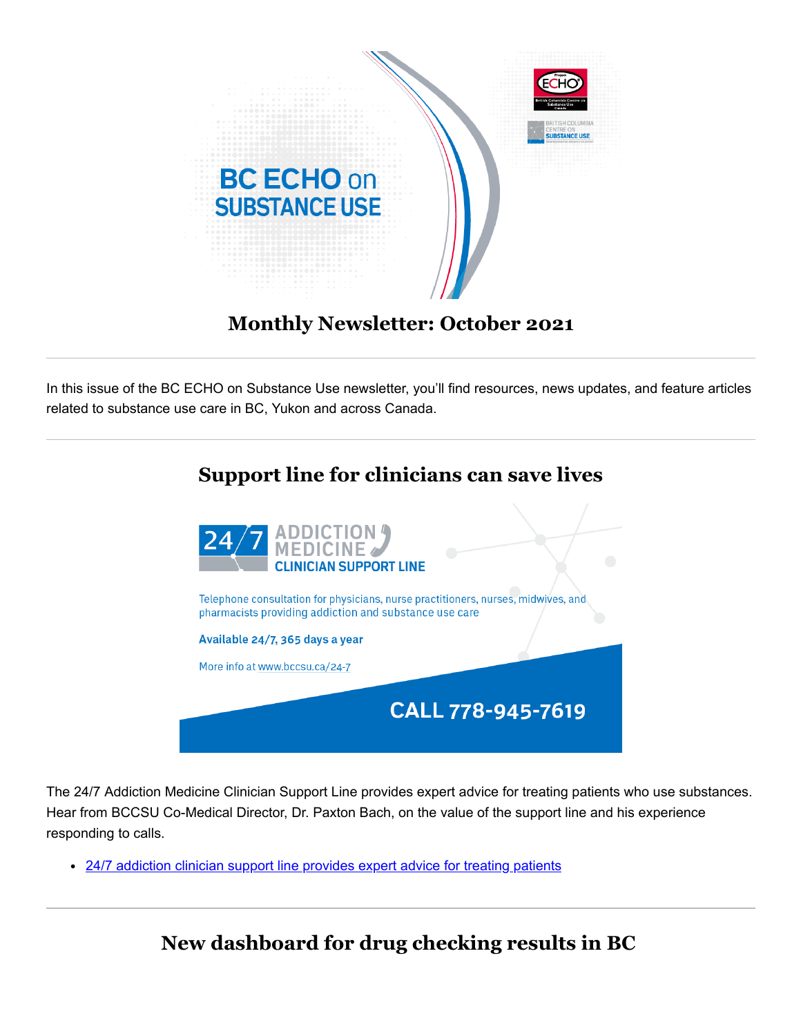# BC ECHO on SUBSTANCE USE

## Monthly Newsletter: October 2021

---

In this issue of the BC ECHO on Substance Use newsletter, you'll find resources, news updates, and feature articles related to substance use care in BC, Yukon and across Canada.

---

## Support line for clinicians can save lives

**24/7 ADDICTION MEDICINE CLINICIAN SUPPORT LINE**

Telephone consultation for physicians, nurse practitioners, nurses, midwives, and pharmacists providing addiction and substance use care

**Available 24/7, 365 days a year**

More info at www.bccsu.ca/24-7

**CALL 778-945-7619**

The 24/7 Addiction Medicine Clinician Support Line provides expert advice for treating patients who use substances. Hear from BCCSU Co-Medical Director, Dr. Paxton Bach, on the value of the support line and his experience responding to calls.

- 24/7 addiction clinician support line provides expert advice for treating patients

---

## New dashboard for drug checking results in BC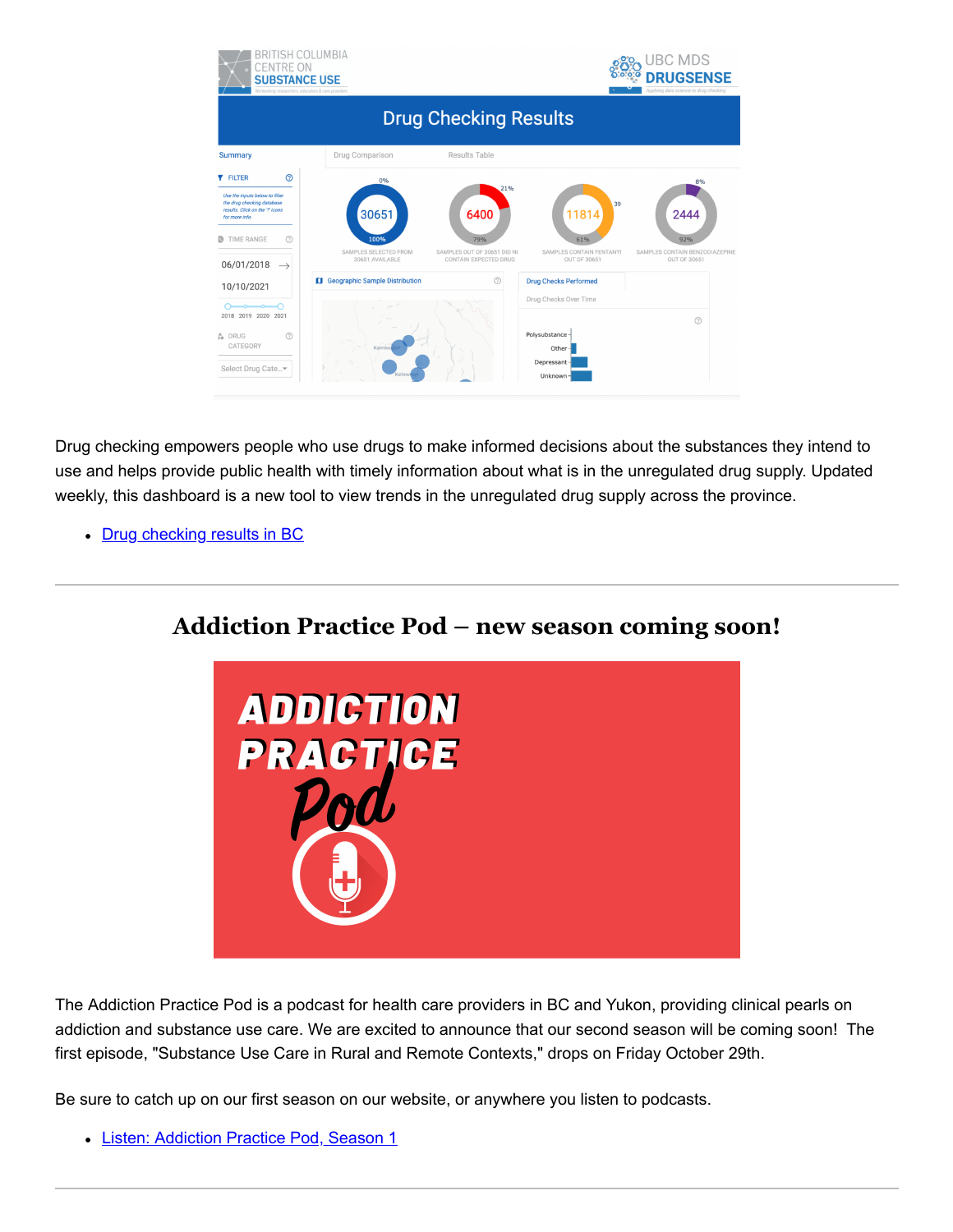Drug checking empowers people who use drugs to make informed decisions about the substances they intend to use and helps provide public health with timely information about what is in the unregulated drug supply. Updated weekly, this dashboard is a new tool to view trends in the unregulated drug supply across the province.

- Drug checking results in BC

---

## Addiction Practice Pod – new season coming soon!

The Addiction Practice Pod is a podcast for health care providers in BC and Yukon, providing clinical pearls on addiction and substance use care. We are excited to announce that our second season will be coming soon!  The first episode, "Substance Use Care in Rural and Remote Contexts," drops on Friday October 29th.

Be sure to catch up on our first season on our website, or anywhere you listen to podcasts.

- Listen: Addiction Practice Pod, Season 1

---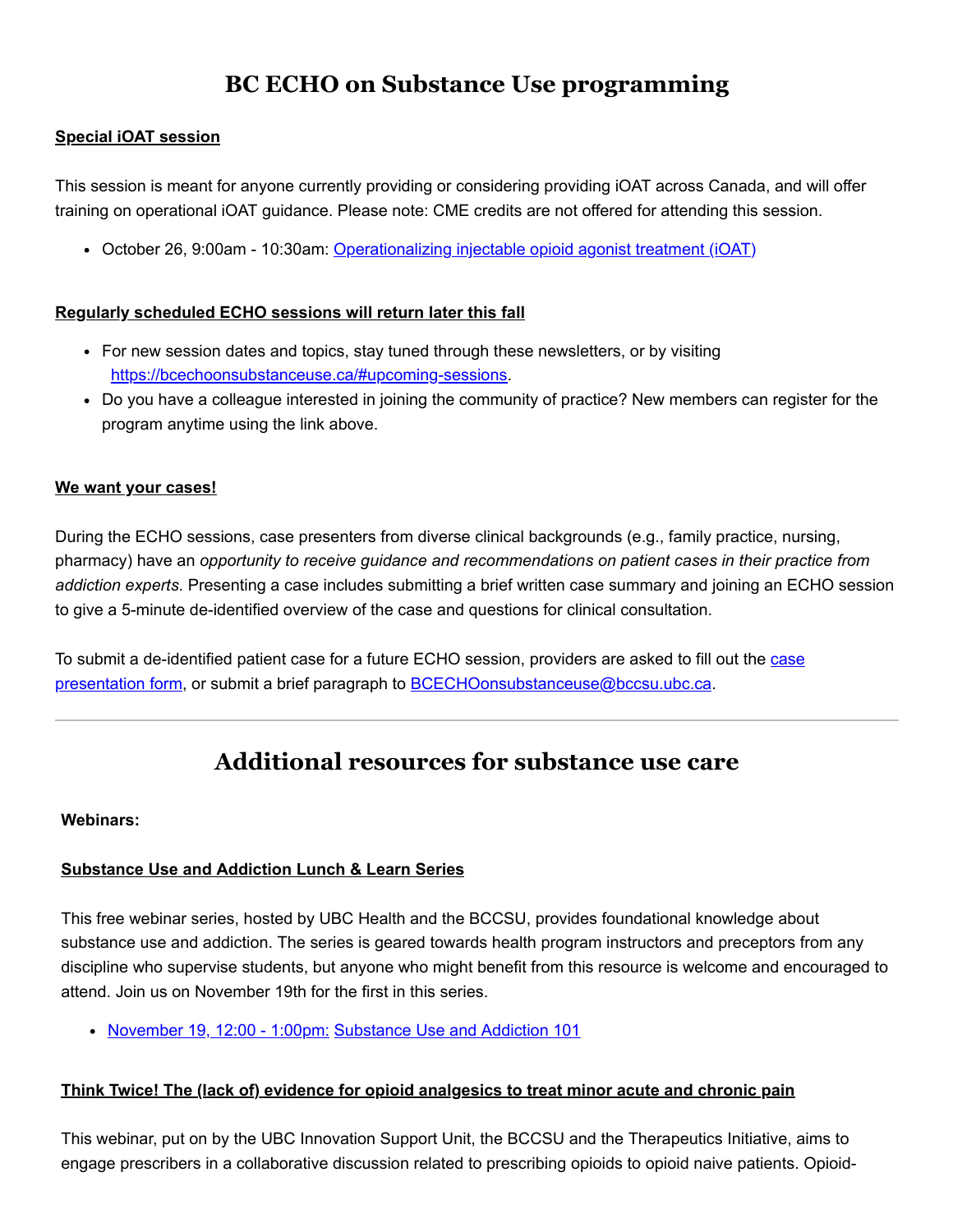# BC ECHO on Substance Use programming

**Special iOAT session**

This session is meant for anyone currently providing or considering providing iOAT across Canada, and will offer training on operational iOAT guidance. Please note: CME credits are not offered for attending this session.

- October 26, 9:00am - 10:30am: Operationalizing injectable opioid agonist treatment (iOAT)

**Regularly scheduled ECHO sessions will return later this fall**

- For new session dates and topics, stay tuned through these newsletters, or by visiting https://bcechoonsubstanceuse.ca/#upcoming-sessions.
- Do you have a colleague interested in joining the community of practice? New members can register for the program anytime using the link above.

**We want your cases!**

During the ECHO sessions, case presenters from diverse clinical backgrounds (e.g., family practice, nursing, pharmacy) have an *opportunity to receive guidance and recommendations on patient cases in their practice from addiction experts*. Presenting a case includes submitting a brief written case summary and joining an ECHO session to give a 5-minute de-identified overview of the case and questions for clinical consultation.

To submit a de-identified patient case for a future ECHO session, providers are asked to fill out the case presentation form, or submit a brief paragraph to BCECHOonsubstanceuse@bccsu.ubc.ca.

---

# Additional resources for substance use care

**Webinars:**

**Substance Use and Addiction Lunch & Learn Series**

This free webinar series, hosted by UBC Health and the BCCSU, provides foundational knowledge about substance use and addiction. The series is geared towards health program instructors and preceptors from any discipline who supervise students, but anyone who might benefit from this resource is welcome and encouraged to attend. Join us on November 19th for the first in this series.

- November 19, 12:00 - 1:00pm: Substance Use and Addiction 101

**Think Twice! The (lack of) evidence for opioid analgesics to treat minor acute and chronic pain**

This webinar, put on by the UBC Innovation Support Unit, the BCCSU and the Therapeutics Initiative, aims to engage prescribers in a collaborative discussion related to prescribing opioids to opioid naive patients. Opioid-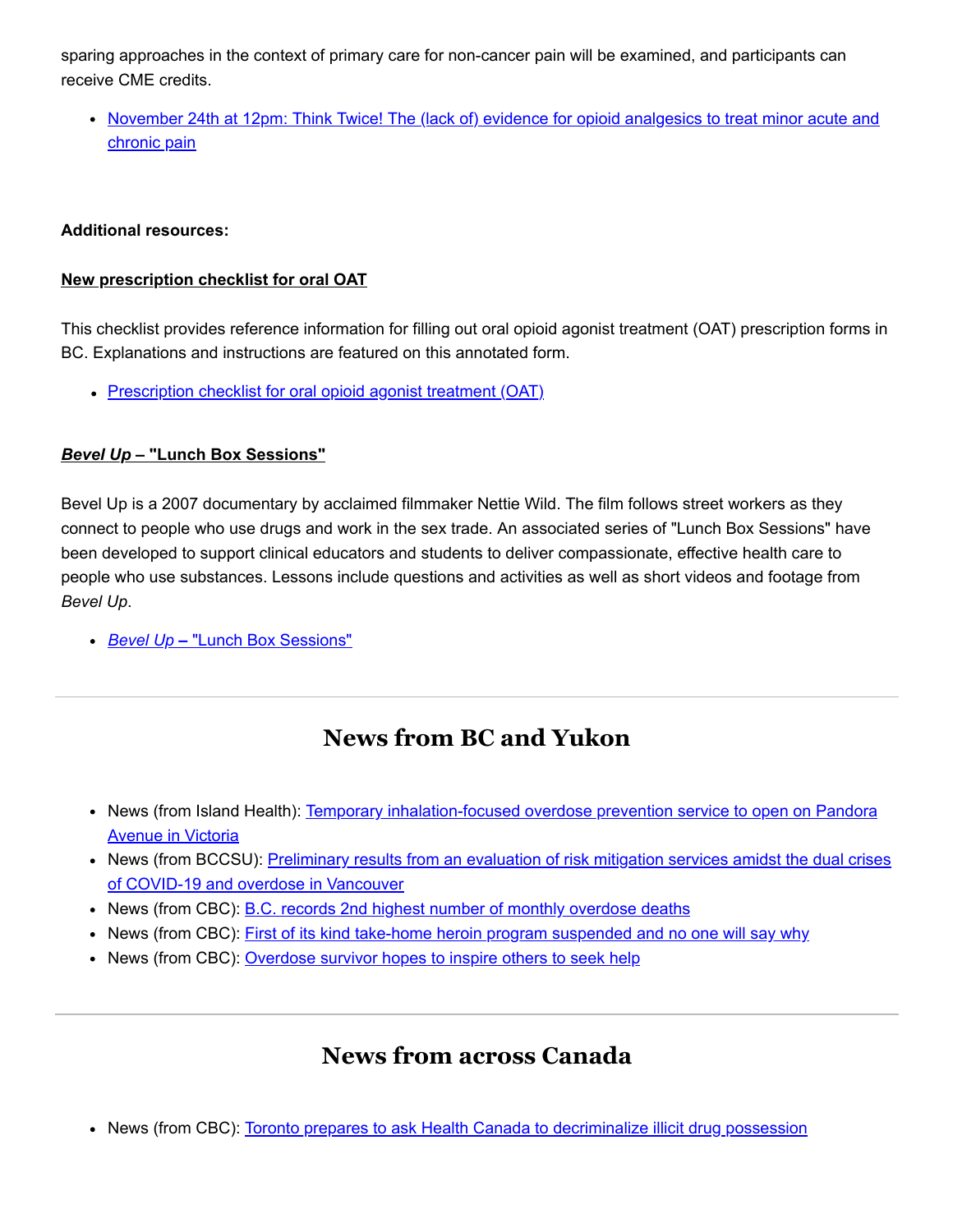sparing approaches in the context of primary care for non-cancer pain will be examined, and participants can receive CME credits.

- November 24th at 12pm: Think Twice! The (lack of) evidence for opioid analgesics to treat minor acute and chronic pain

**Additional resources:**

**New prescription checklist for oral OAT**

This checklist provides reference information for filling out oral opioid agonist treatment (OAT) prescription forms in BC. Explanations and instructions are featured on this annotated form.

- Prescription checklist for oral opioid agonist treatment (OAT)

***Bevel Up* – "Lunch Box Sessions"**

Bevel Up is a 2007 documentary by acclaimed filmmaker Nettie Wild. The film follows street workers as they connect to people who use drugs and work in the sex trade. An associated series of "Lunch Box Sessions" have been developed to support clinical educators and students to deliver compassionate, effective health care to people who use substances. Lessons include questions and activities as well as short videos and footage from *Bevel Up*.

- *Bevel Up* – "Lunch Box Sessions"

## News from BC and Yukon

- News (from Island Health): Temporary inhalation-focused overdose prevention service to open on Pandora Avenue in Victoria
- News (from BCCSU): Preliminary results from an evaluation of risk mitigation services amidst the dual crises of COVID-19 and overdose in Vancouver
- News (from CBC): B.C. records 2nd highest number of monthly overdose deaths
- News (from CBC): First of its kind take-home heroin program suspended and no one will say why
- News (from CBC): Overdose survivor hopes to inspire others to seek help

## News from across Canada

- News (from CBC): Toronto prepares to ask Health Canada to decriminalize illicit drug possession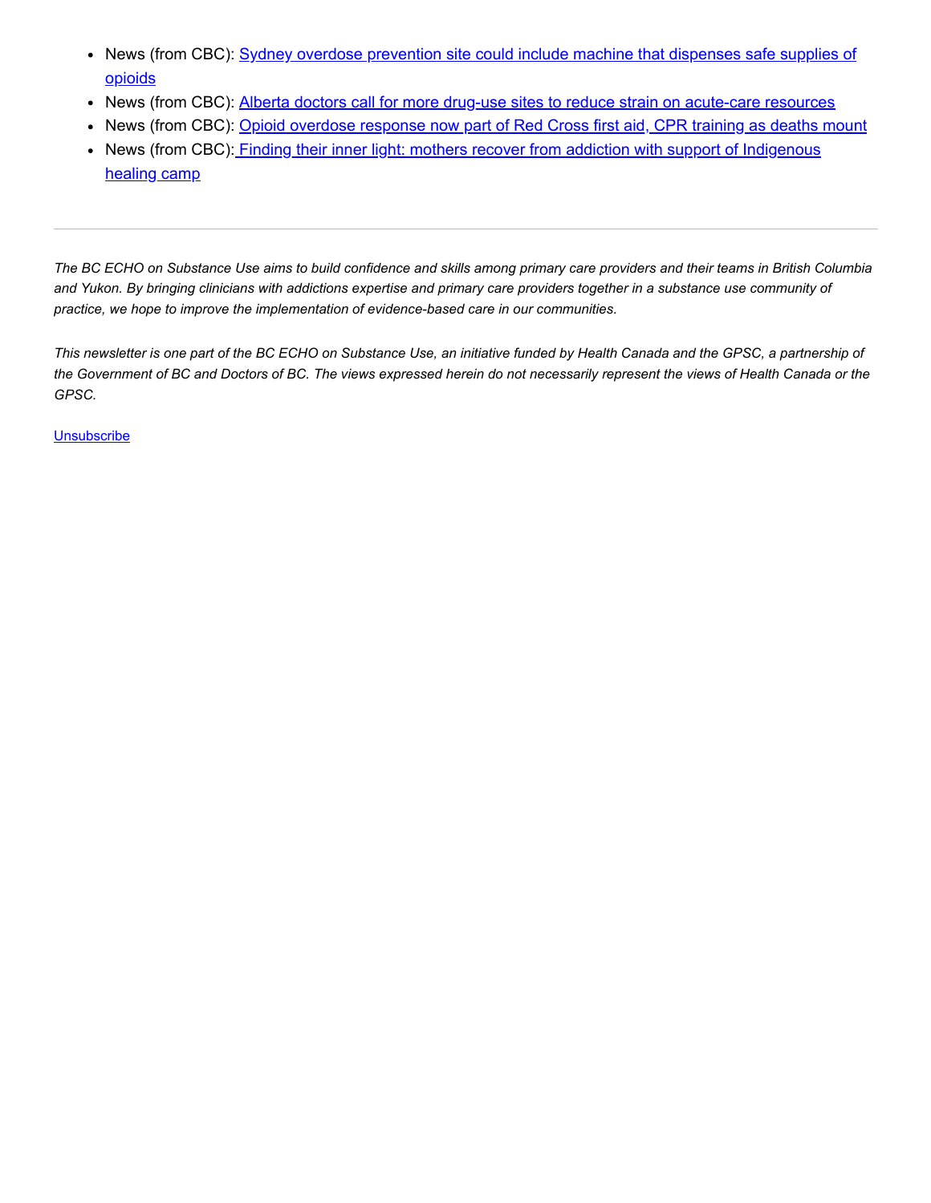- News (from CBC): Sydney overdose prevention site could include machine that dispenses safe supplies of opioids
- News (from CBC): Alberta doctors call for more drug-use sites to reduce strain on acute-care resources
- News (from CBC): Opioid overdose response now part of Red Cross first aid, CPR training as deaths mount
- News (from CBC): Finding their inner light: mothers recover from addiction with support of Indigenous healing camp

---

*The BC ECHO on Substance Use aims to build confidence and skills among primary care providers and their teams in British Columbia and Yukon. By bringing clinicians with addictions expertise and primary care providers together in a substance use community of practice, we hope to improve the implementation of evidence-based care in our communities.*

*This newsletter is one part of the BC ECHO on Substance Use, an initiative funded by Health Canada and the GPSC, a partnership of the Government of BC and Doctors of BC. The views expressed herein do not necessarily represent the views of Health Canada or the GPSC.*

Unsubscribe